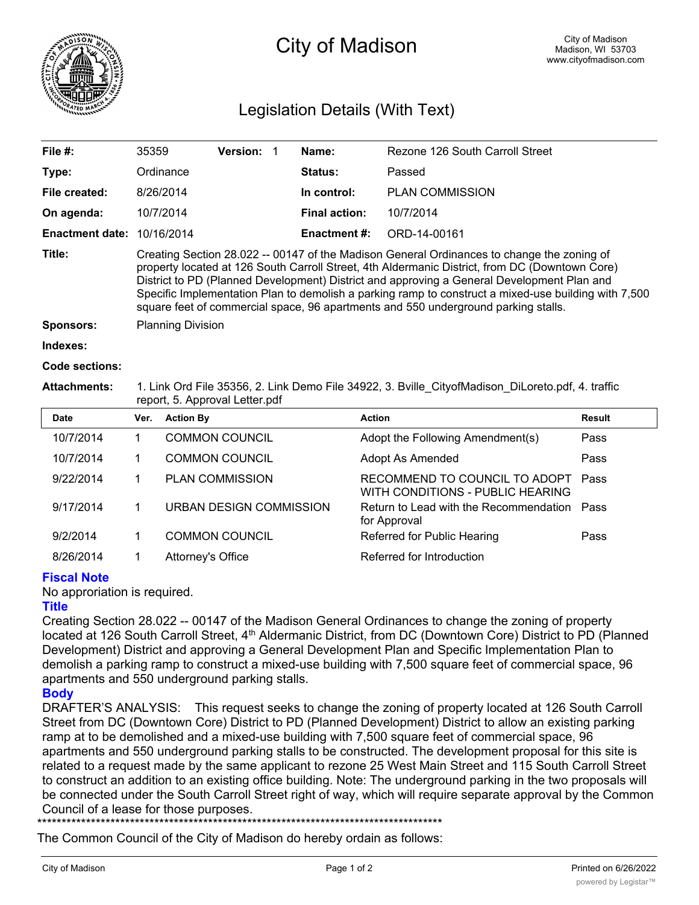# City of Madison

City of Madison
Madison, WI 53703
www.cityofmadison.com

## Legislation Details (With Text)

| | | | | |
|---|---|---|---|---|
| **File #:** | 35359 | **Version:** 1 | **Name:** | Rezone 126 South Carroll Street |
| **Type:** | Ordinance | | **Status:** | Passed |
| **File created:** | 8/26/2014 | | **In control:** | PLAN COMMISSION |
| **On agenda:** | 10/7/2014 | | **Final action:** | 10/7/2014 |
| **Enactment date:** | 10/16/2014 | | **Enactment #:** | ORD-14-00161 |

**Title:** Creating Section 28.022 -- 00147 of the Madison General Ordinances to change the zoning of property located at 126 South Carroll Street, 4th Aldermanic District, from DC (Downtown Core) District to PD (Planned Development) District and approving a General Development Plan and Specific Implementation Plan to demolish a parking ramp to construct a mixed-use building with 7,500 square feet of commercial space, 96 apartments and 550 underground parking stalls.

**Sponsors:** Planning Division

**Indexes:**

**Code sections:**

**Attachments:** 1. Link Ord File 35356, 2. Link Demo File 34922, 3. Bville_CityofMadison_DiLoreto.pdf, 4. traffic report, 5. Approval Letter.pdf

| Date | Ver. | Action By | Action | Result |
|---|---|---|---|---|
| 10/7/2014 | 1 | COMMON COUNCIL | Adopt the Following Amendment(s) | Pass |
| 10/7/2014 | 1 | COMMON COUNCIL | Adopt As Amended | Pass |
| 9/22/2014 | 1 | PLAN COMMISSION | RECOMMEND TO COUNCIL TO ADOPT WITH CONDITIONS - PUBLIC HEARING | Pass |
| 9/17/2014 | 1 | URBAN DESIGN COMMISSION | Return to Lead with the Recommendation for Approval | Pass |
| 9/2/2014 | 1 | COMMON COUNCIL | Referred for Public Hearing | Pass |
| 8/26/2014 | 1 | Attorney's Office | Referred for Introduction | |

### Fiscal Note

No approriation is required.

### Title

Creating Section 28.022 -- 00147 of the Madison General Ordinances to change the zoning of property located at 126 South Carroll Street, 4th Aldermanic District, from DC (Downtown Core) District to PD (Planned Development) District and approving a General Development Plan and Specific Implementation Plan to demolish a parking ramp to construct a mixed-use building with 7,500 square feet of commercial space, 96 apartments and 550 underground parking stalls.

### Body

DRAFTER'S ANALYSIS: This request seeks to change the zoning of property located at 126 South Carroll Street from DC (Downtown Core) District to PD (Planned Development) District to allow an existing parking ramp at to be demolished and a mixed-use building with 7,500 square feet of commercial space, 96 apartments and 550 underground parking stalls to be constructed. The development proposal for this site is related to a request made by the same applicant to rezone 25 West Main Street and 115 South Carroll Street to construct an addition to an existing office building. Note: The underground parking in the two proposals will be connected under the South Carroll Street right of way, which will require separate approval by the Common Council of a lease for those purposes.

***********************************************************************************

The Common Council of the City of Madison do hereby ordain as follows: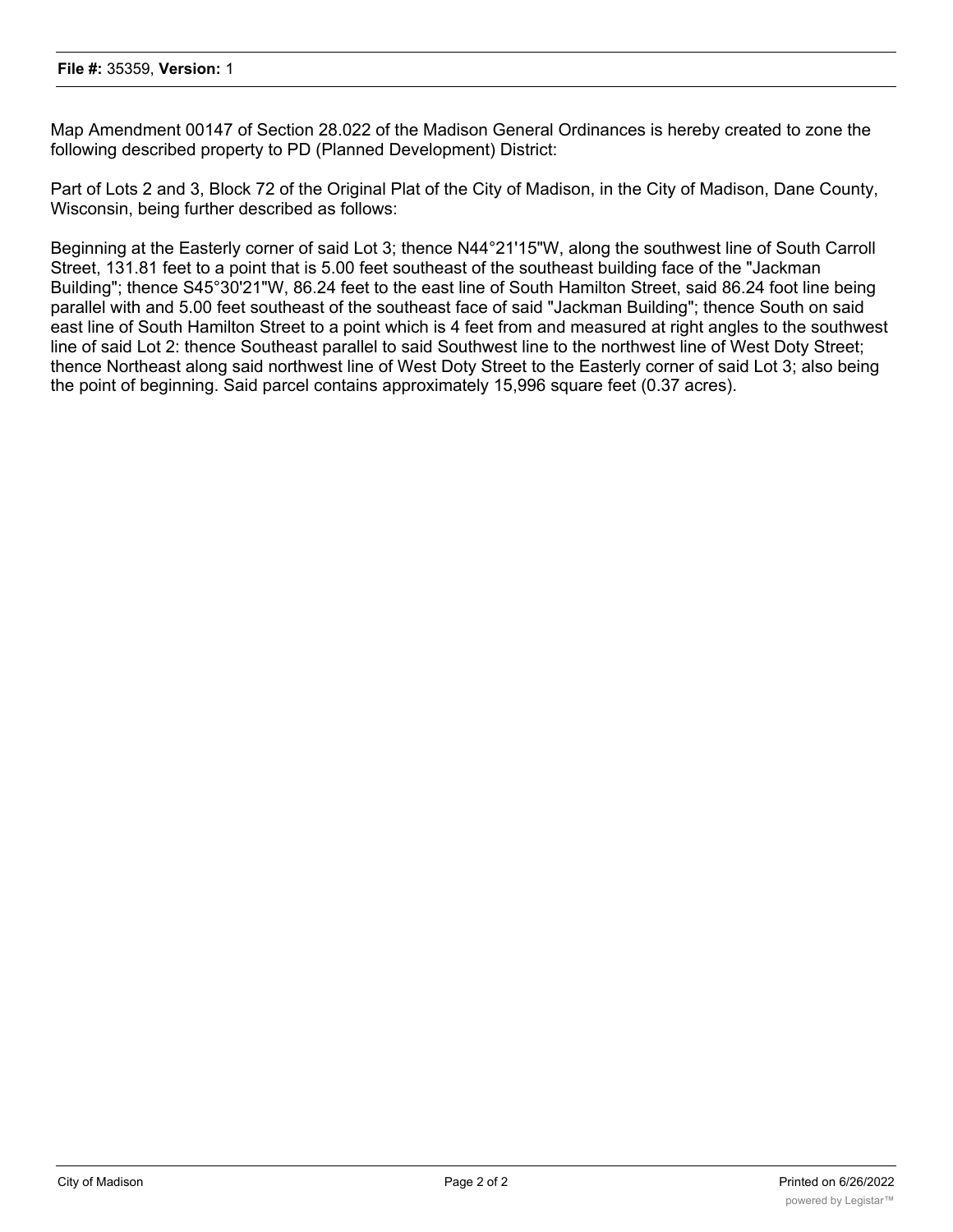Map Amendment 00147 of Section 28.022 of the Madison General Ordinances is hereby created to zone the following described property to PD (Planned Development) District:

Part of Lots 2 and 3, Block 72 of the Original Plat of the City of Madison, in the City of Madison, Dane County, Wisconsin, being further described as follows:

Beginning at the Easterly corner of said Lot 3; thence N44°21'15"W, along the southwest line of South Carroll Street, 131.81 feet to a point that is 5.00 feet southeast of the southeast building face of the "Jackman Building"; thence S45°30'21"W, 86.24 feet to the east line of South Hamilton Street, said 86.24 foot line being parallel with and 5.00 feet southeast of the southeast face of said "Jackman Building"; thence South on said east line of South Hamilton Street to a point which is 4 feet from and measured at right angles to the southwest line of said Lot 2: thence Southeast parallel to said Southwest line to the northwest line of West Doty Street; thence Northeast along said northwest line of West Doty Street to the Easterly corner of said Lot 3; also being the point of beginning. Said parcel contains approximately 15,996 square feet (0.37 acres).